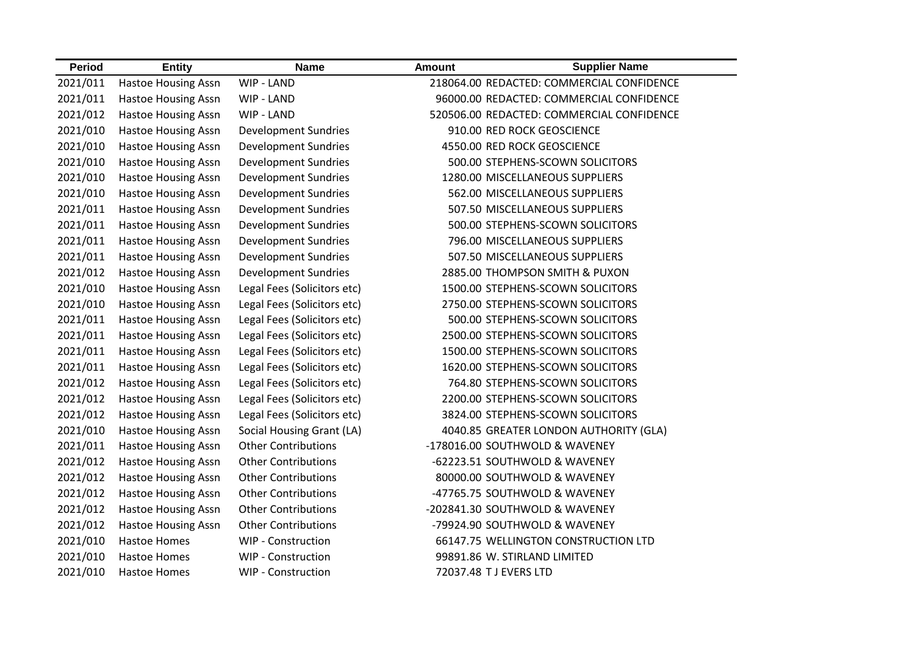| Period | Entity | Name | Amount | Supplier Name |
|---|---|---|---|---|
| 2021/011 | Hastoe Housing Assn | WIP - LAND | 218064.00 | REDACTED: COMMERCIAL CONFIDENCE |
| 2021/011 | Hastoe Housing Assn | WIP - LAND | 96000.00 | REDACTED: COMMERCIAL CONFIDENCE |
| 2021/012 | Hastoe Housing Assn | WIP - LAND | 520506.00 | REDACTED: COMMERCIAL CONFIDENCE |
| 2021/010 | Hastoe Housing Assn | Development Sundries | 910.00 | RED ROCK GEOSCIENCE |
| 2021/010 | Hastoe Housing Assn | Development Sundries | 4550.00 | RED ROCK GEOSCIENCE |
| 2021/010 | Hastoe Housing Assn | Development Sundries | 500.00 | STEPHENS-SCOWN SOLICITORS |
| 2021/010 | Hastoe Housing Assn | Development Sundries | 1280.00 | MISCELLANEOUS SUPPLIERS |
| 2021/010 | Hastoe Housing Assn | Development Sundries | 562.00 | MISCELLANEOUS SUPPLIERS |
| 2021/011 | Hastoe Housing Assn | Development Sundries | 507.50 | MISCELLANEOUS SUPPLIERS |
| 2021/011 | Hastoe Housing Assn | Development Sundries | 500.00 | STEPHENS-SCOWN SOLICITORS |
| 2021/011 | Hastoe Housing Assn | Development Sundries | 796.00 | MISCELLANEOUS SUPPLIERS |
| 2021/011 | Hastoe Housing Assn | Development Sundries | 507.50 | MISCELLANEOUS SUPPLIERS |
| 2021/012 | Hastoe Housing Assn | Development Sundries | 2885.00 | THOMPSON SMITH & PUXON |
| 2021/010 | Hastoe Housing Assn | Legal Fees (Solicitors etc) | 1500.00 | STEPHENS-SCOWN SOLICITORS |
| 2021/010 | Hastoe Housing Assn | Legal Fees (Solicitors etc) | 2750.00 | STEPHENS-SCOWN SOLICITORS |
| 2021/011 | Hastoe Housing Assn | Legal Fees (Solicitors etc) | 500.00 | STEPHENS-SCOWN SOLICITORS |
| 2021/011 | Hastoe Housing Assn | Legal Fees (Solicitors etc) | 2500.00 | STEPHENS-SCOWN SOLICITORS |
| 2021/011 | Hastoe Housing Assn | Legal Fees (Solicitors etc) | 1500.00 | STEPHENS-SCOWN SOLICITORS |
| 2021/011 | Hastoe Housing Assn | Legal Fees (Solicitors etc) | 1620.00 | STEPHENS-SCOWN SOLICITORS |
| 2021/012 | Hastoe Housing Assn | Legal Fees (Solicitors etc) | 764.80 | STEPHENS-SCOWN SOLICITORS |
| 2021/012 | Hastoe Housing Assn | Legal Fees (Solicitors etc) | 2200.00 | STEPHENS-SCOWN SOLICITORS |
| 2021/012 | Hastoe Housing Assn | Legal Fees (Solicitors etc) | 3824.00 | STEPHENS-SCOWN SOLICITORS |
| 2021/010 | Hastoe Housing Assn | Social Housing Grant (LA) | 4040.85 | GREATER LONDON AUTHORITY (GLA) |
| 2021/011 | Hastoe Housing Assn | Other Contributions | -178016.00 | SOUTHWOLD & WAVENEY |
| 2021/012 | Hastoe Housing Assn | Other Contributions | -62223.51 | SOUTHWOLD & WAVENEY |
| 2021/012 | Hastoe Housing Assn | Other Contributions | 80000.00 | SOUTHWOLD & WAVENEY |
| 2021/012 | Hastoe Housing Assn | Other Contributions | -47765.75 | SOUTHWOLD & WAVENEY |
| 2021/012 | Hastoe Housing Assn | Other Contributions | -202841.30 | SOUTHWOLD & WAVENEY |
| 2021/012 | Hastoe Housing Assn | Other Contributions | -79924.90 | SOUTHWOLD & WAVENEY |
| 2021/010 | Hastoe Homes | WIP - Construction | 66147.75 | WELLINGTON CONSTRUCTION LTD |
| 2021/010 | Hastoe Homes | WIP - Construction | 99891.86 | W. STIRLAND LIMITED |
| 2021/010 | Hastoe Homes | WIP - Construction | 72037.48 | T J EVERS LTD |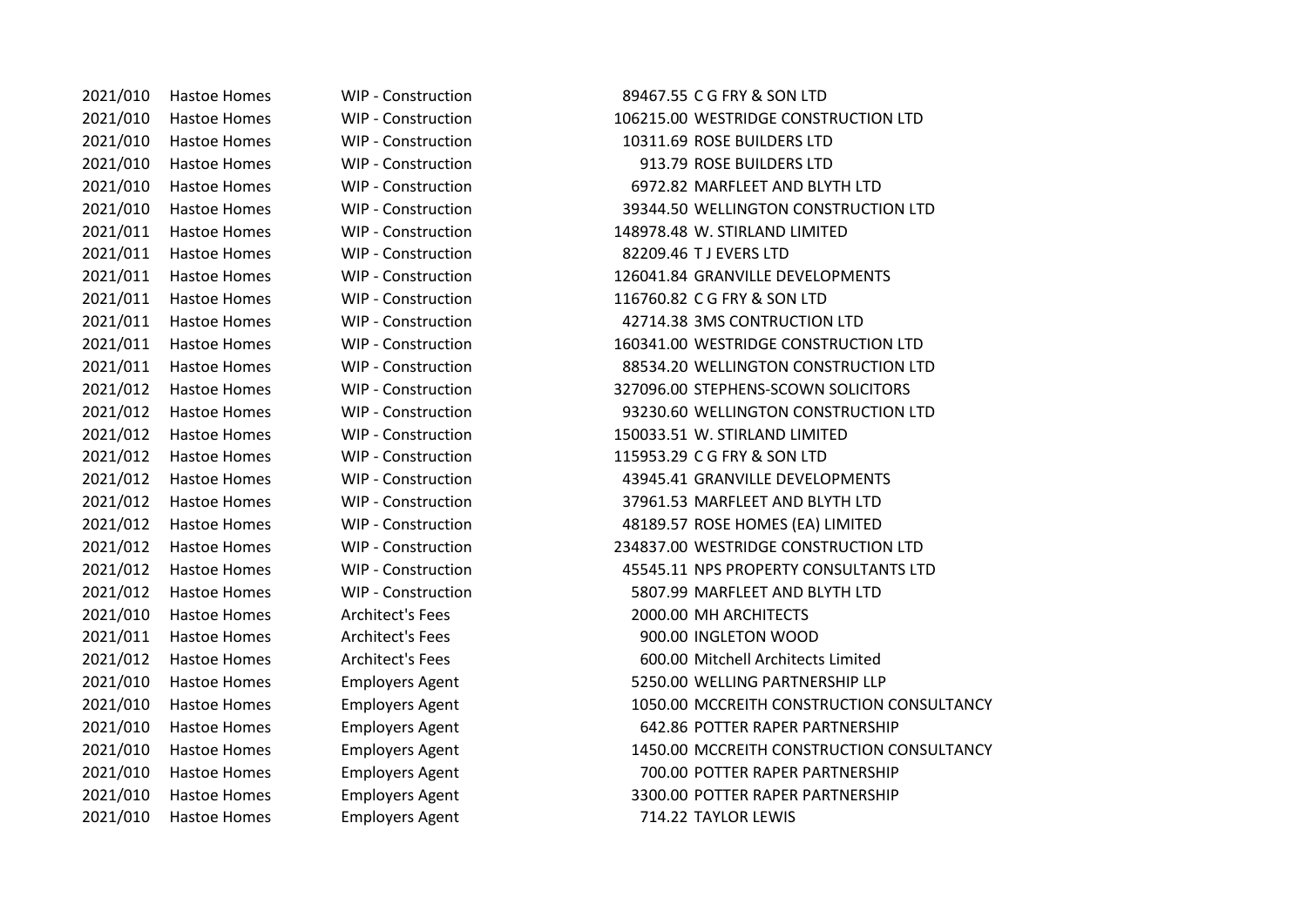| | | | | |
|---|---|---|---|---|
| 2021/010 | Hastoe Homes | WIP - Construction | 89467.55 | C G FRY & SON LTD |
| 2021/010 | Hastoe Homes | WIP - Construction | 106215.00 | WESTRIDGE CONSTRUCTION LTD |
| 2021/010 | Hastoe Homes | WIP - Construction | 10311.69 | ROSE BUILDERS LTD |
| 2021/010 | Hastoe Homes | WIP - Construction | 913.79 | ROSE BUILDERS LTD |
| 2021/010 | Hastoe Homes | WIP - Construction | 6972.82 | MARFLEET AND BLYTH LTD |
| 2021/010 | Hastoe Homes | WIP - Construction | 39344.50 | WELLINGTON CONSTRUCTION LTD |
| 2021/011 | Hastoe Homes | WIP - Construction | 148978.48 | W. STIRLAND LIMITED |
| 2021/011 | Hastoe Homes | WIP - Construction | 82209.46 | T J EVERS LTD |
| 2021/011 | Hastoe Homes | WIP - Construction | 126041.84 | GRANVILLE DEVELOPMENTS |
| 2021/011 | Hastoe Homes | WIP - Construction | 116760.82 | C G FRY & SON LTD |
| 2021/011 | Hastoe Homes | WIP - Construction | 42714.38 | 3MS CONTRUCTION LTD |
| 2021/011 | Hastoe Homes | WIP - Construction | 160341.00 | WESTRIDGE CONSTRUCTION LTD |
| 2021/011 | Hastoe Homes | WIP - Construction | 88534.20 | WELLINGTON CONSTRUCTION LTD |
| 2021/012 | Hastoe Homes | WIP - Construction | 327096.00 | STEPHENS-SCOWN SOLICITORS |
| 2021/012 | Hastoe Homes | WIP - Construction | 93230.60 | WELLINGTON CONSTRUCTION LTD |
| 2021/012 | Hastoe Homes | WIP - Construction | 150033.51 | W. STIRLAND LIMITED |
| 2021/012 | Hastoe Homes | WIP - Construction | 115953.29 | C G FRY & SON LTD |
| 2021/012 | Hastoe Homes | WIP - Construction | 43945.41 | GRANVILLE DEVELOPMENTS |
| 2021/012 | Hastoe Homes | WIP - Construction | 37961.53 | MARFLEET AND BLYTH LTD |
| 2021/012 | Hastoe Homes | WIP - Construction | 48189.57 | ROSE HOMES (EA) LIMITED |
| 2021/012 | Hastoe Homes | WIP - Construction | 234837.00 | WESTRIDGE CONSTRUCTION LTD |
| 2021/012 | Hastoe Homes | WIP - Construction | 45545.11 | NPS PROPERTY CONSULTANTS LTD |
| 2021/012 | Hastoe Homes | WIP - Construction | 5807.99 | MARFLEET AND BLYTH LTD |
| 2021/010 | Hastoe Homes | Architect's Fees | 2000.00 | MH ARCHITECTS |
| 2021/011 | Hastoe Homes | Architect's Fees | 900.00 | INGLETON WOOD |
| 2021/012 | Hastoe Homes | Architect's Fees | 600.00 | Mitchell Architects Limited |
| 2021/010 | Hastoe Homes | Employers Agent | 5250.00 | WELLING PARTNERSHIP LLP |
| 2021/010 | Hastoe Homes | Employers Agent | 1050.00 | MCCREITH CONSTRUCTION CONSULTANCY |
| 2021/010 | Hastoe Homes | Employers Agent | 642.86 | POTTER RAPER PARTNERSHIP |
| 2021/010 | Hastoe Homes | Employers Agent | 1450.00 | MCCREITH CONSTRUCTION CONSULTANCY |
| 2021/010 | Hastoe Homes | Employers Agent | 700.00 | POTTER RAPER PARTNERSHIP |
| 2021/010 | Hastoe Homes | Employers Agent | 3300.00 | POTTER RAPER PARTNERSHIP |
| 2021/010 | Hastoe Homes | Employers Agent | 714.22 | TAYLOR LEWIS |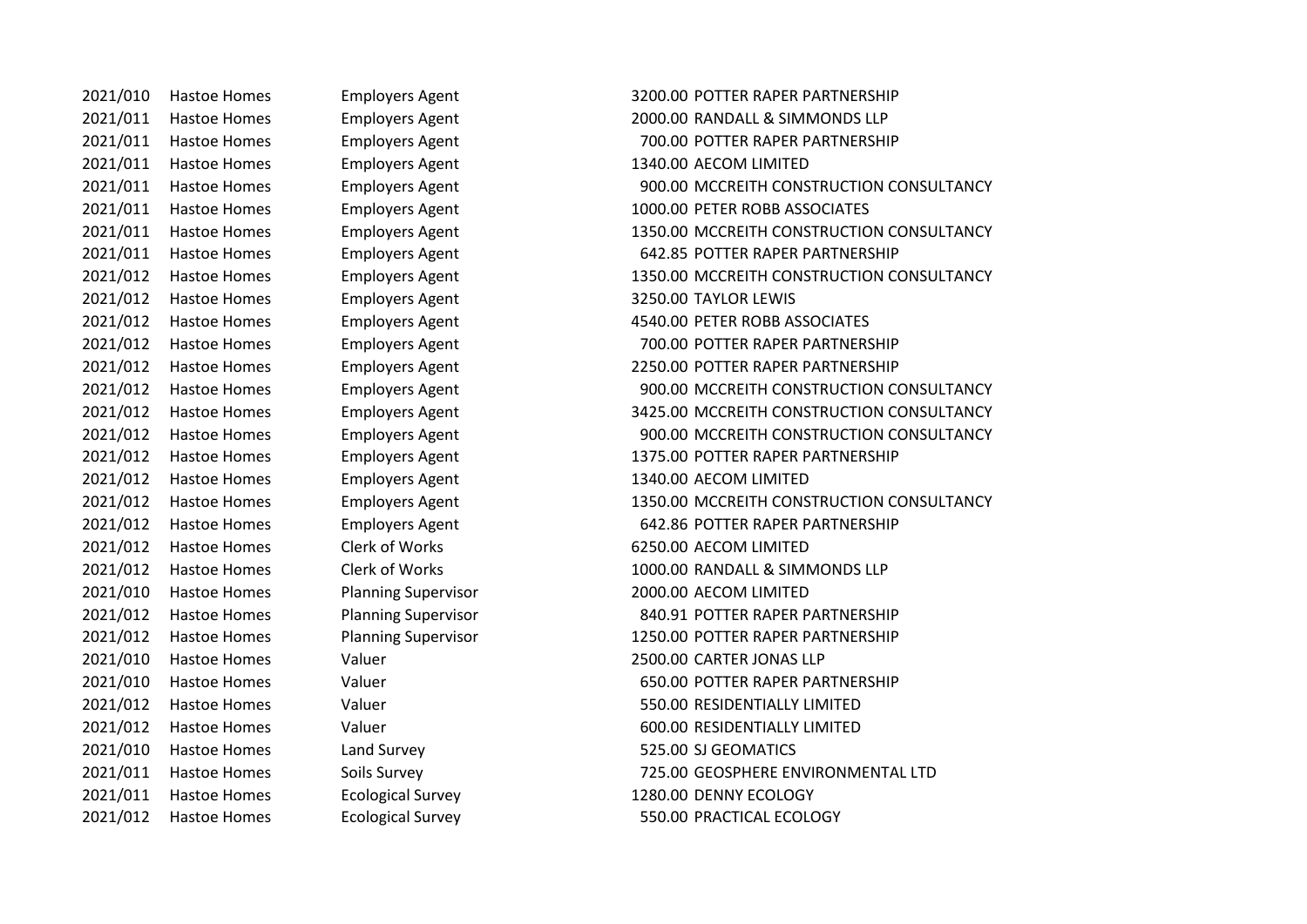| | | | | |
|---|---|---|---|---|
| 2021/010 | Hastoe Homes | Employers Agent | 3200.00 | POTTER RAPER PARTNERSHIP |
| 2021/011 | Hastoe Homes | Employers Agent | 2000.00 | RANDALL & SIMMONDS LLP |
| 2021/011 | Hastoe Homes | Employers Agent | 700.00 | POTTER RAPER PARTNERSHIP |
| 2021/011 | Hastoe Homes | Employers Agent | 1340.00 | AECOM LIMITED |
| 2021/011 | Hastoe Homes | Employers Agent | 900.00 | MCCREITH CONSTRUCTION CONSULTANCY |
| 2021/011 | Hastoe Homes | Employers Agent | 1000.00 | PETER ROBB ASSOCIATES |
| 2021/011 | Hastoe Homes | Employers Agent | 1350.00 | MCCREITH CONSTRUCTION CONSULTANCY |
| 2021/011 | Hastoe Homes | Employers Agent | 642.85 | POTTER RAPER PARTNERSHIP |
| 2021/012 | Hastoe Homes | Employers Agent | 1350.00 | MCCREITH CONSTRUCTION CONSULTANCY |
| 2021/012 | Hastoe Homes | Employers Agent | 3250.00 | TAYLOR LEWIS |
| 2021/012 | Hastoe Homes | Employers Agent | 4540.00 | PETER ROBB ASSOCIATES |
| 2021/012 | Hastoe Homes | Employers Agent | 700.00 | POTTER RAPER PARTNERSHIP |
| 2021/012 | Hastoe Homes | Employers Agent | 2250.00 | POTTER RAPER PARTNERSHIP |
| 2021/012 | Hastoe Homes | Employers Agent | 900.00 | MCCREITH CONSTRUCTION CONSULTANCY |
| 2021/012 | Hastoe Homes | Employers Agent | 3425.00 | MCCREITH CONSTRUCTION CONSULTANCY |
| 2021/012 | Hastoe Homes | Employers Agent | 900.00 | MCCREITH CONSTRUCTION CONSULTANCY |
| 2021/012 | Hastoe Homes | Employers Agent | 1375.00 | POTTER RAPER PARTNERSHIP |
| 2021/012 | Hastoe Homes | Employers Agent | 1340.00 | AECOM LIMITED |
| 2021/012 | Hastoe Homes | Employers Agent | 1350.00 | MCCREITH CONSTRUCTION CONSULTANCY |
| 2021/012 | Hastoe Homes | Employers Agent | 642.86 | POTTER RAPER PARTNERSHIP |
| 2021/012 | Hastoe Homes | Clerk of Works | 6250.00 | AECOM LIMITED |
| 2021/012 | Hastoe Homes | Clerk of Works | 1000.00 | RANDALL & SIMMONDS LLP |
| 2021/010 | Hastoe Homes | Planning Supervisor | 2000.00 | AECOM LIMITED |
| 2021/012 | Hastoe Homes | Planning Supervisor | 840.91 | POTTER RAPER PARTNERSHIP |
| 2021/012 | Hastoe Homes | Planning Supervisor | 1250.00 | POTTER RAPER PARTNERSHIP |
| 2021/010 | Hastoe Homes | Valuer | 2500.00 | CARTER JONAS LLP |
| 2021/010 | Hastoe Homes | Valuer | 650.00 | POTTER RAPER PARTNERSHIP |
| 2021/012 | Hastoe Homes | Valuer | 550.00 | RESIDENTIALLY LIMITED |
| 2021/012 | Hastoe Homes | Valuer | 600.00 | RESIDENTIALLY LIMITED |
| 2021/010 | Hastoe Homes | Land Survey | 525.00 | SJ GEOMATICS |
| 2021/011 | Hastoe Homes | Soils Survey | 725.00 | GEOSPHERE ENVIRONMENTAL LTD |
| 2021/011 | Hastoe Homes | Ecological Survey | 1280.00 | DENNY ECOLOGY |
| 2021/012 | Hastoe Homes | Ecological Survey | 550.00 | PRACTICAL ECOLOGY |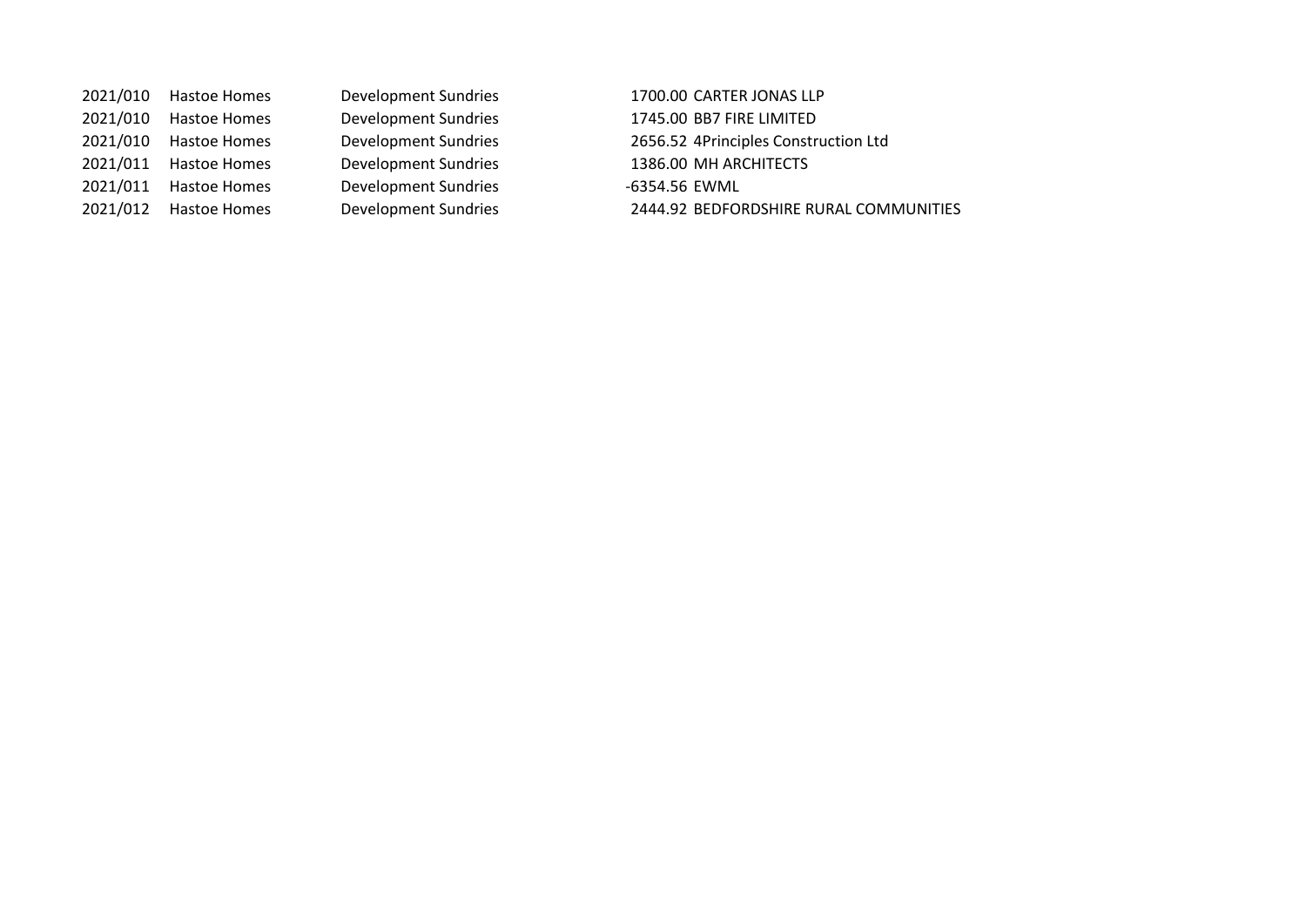| | | | | |
|---|---|---|---|---|
| 2021/010 | Hastoe Homes | Development Sundries | 1700.00 | CARTER JONAS LLP |
| 2021/010 | Hastoe Homes | Development Sundries | 1745.00 | BB7 FIRE LIMITED |
| 2021/010 | Hastoe Homes | Development Sundries | 2656.52 | 4Principles Construction Ltd |
| 2021/011 | Hastoe Homes | Development Sundries | 1386.00 | MH ARCHITECTS |
| 2021/011 | Hastoe Homes | Development Sundries | -6354.56 | EWML |
| 2021/012 | Hastoe Homes | Development Sundries | 2444.92 | BEDFORDSHIRE RURAL COMMUNITIES |